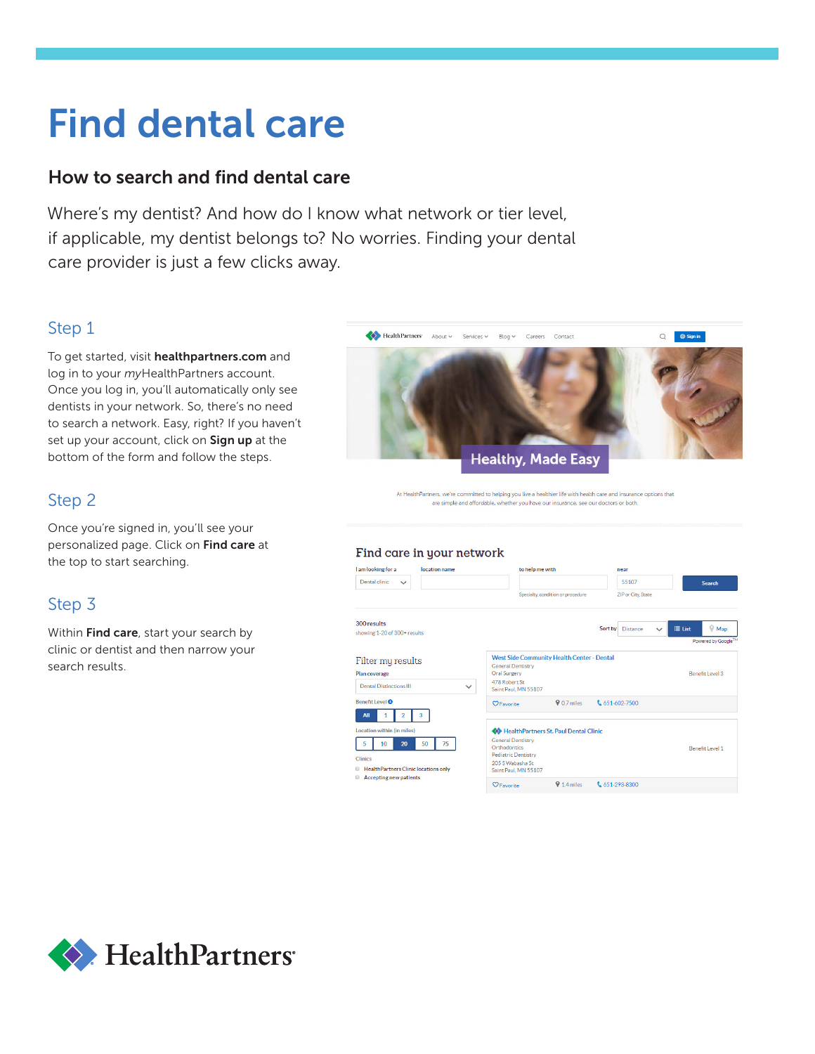# Find dental care

## How to search and find dental care

Where's my dentist? And how do I know what network or tier level, if applicable, my dentist belongs to? No worries. Finding your dental care provider is just a few clicks away.

### Step 1

To get started, visit **healthpartners.com** and log in to your *my*HealthPartners account. Once you log in, you'll automatically only see dentists in your network. So, there's no need to search a network. Easy, right? If you haven't set up your account, click on **Sign up** at the bottom of the form and follow the steps.

### Step 2

Once you're signed in, you'll see your personalized page. Click on **Find care** at the top to start searching.

### Step 3

Within **Find care**, start your search by clinic or dentist and then narrow your search results.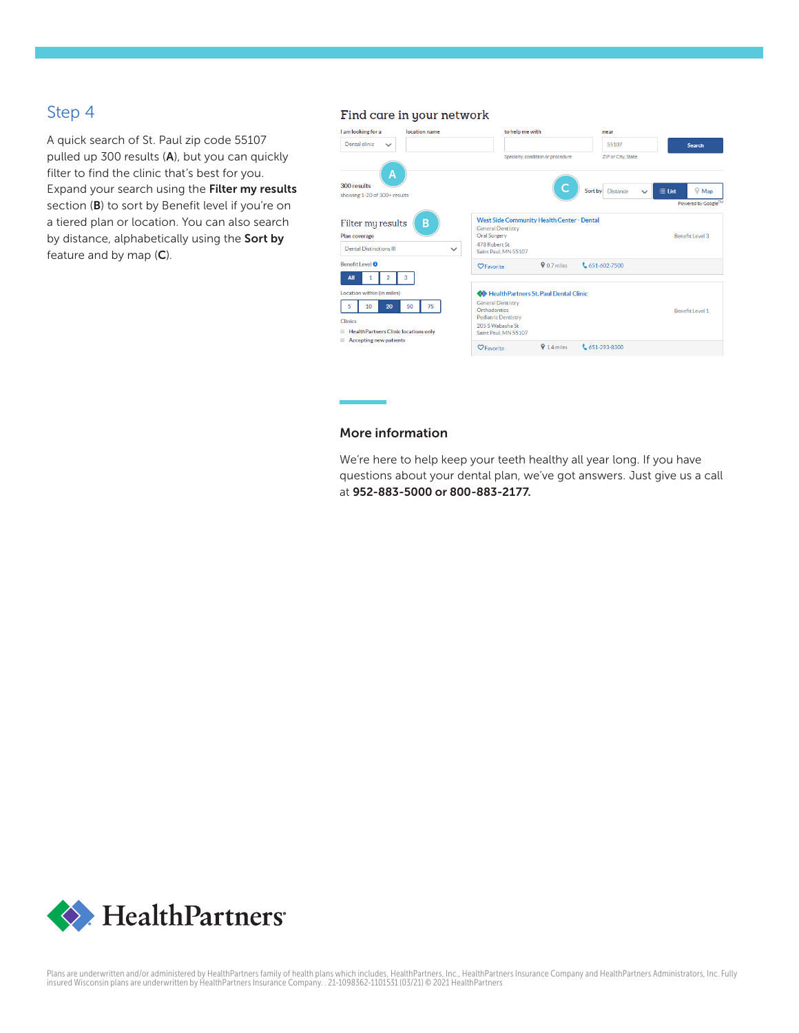## Step 4

A quick search of St. Paul zip code 55107 pulled up 300 results (**A**), but you can quickly filter to find the clinic that's best for you. Expand your search using the **Filter my results** section (**B**) to sort by Benefit level if you're on a tiered plan or location. You can also search by distance, alphabetically using the **Sort by** feature and by map (**C**).

Find care in your network

I am looking for a: Dental clinic
location name
to help me with: Specialty, condition or procedure
near: 55107 (ZIP or City, State)
Search

A
300 results
showing 1-20 of 300+ results

C
Sort by: Distance
List | Map
Powered by Google™

Filter my results B
Plan coverage: Dental Distinctions III
Benefit Level: All | 1 | 2 | 3
Location within (in miles): 5 | 10 | 20 | 50 | 75
Clinics
HealthPartners Clinic locations only
Accepting new patients

West Side Community Health Center - Dental
General Dentistry
Oral Surgery
478 Robert St
Saint Paul, MN 55107
Benefit Level 3
Favorite | 0.7 miles | 651-602-7500

HealthPartners St. Paul Dental Clinic
General Dentistry
Orthodontics
Pediatric Dentistry
205 S Wabasha St
Saint Paul, MN 55107
Benefit Level 1
Favorite | 1.4 miles | 651-293-8300

### More information

We're here to help keep your teeth healthy all year long. If you have questions about your dental plan, we've got answers. Just give us a call at **952-883-5000 or 800-883-2177.**

HealthPartners

Plans are underwritten and/or administered by HealthPartners family of health plans which includes, HealthPartners, Inc., HealthPartners Insurance Company and HealthPartners Administrators, Inc. Fully insured Wisconsin plans are underwritten by HealthPartners Insurance Company. . 21-1098362-1101531 (03/21) © 2021 HealthPartners